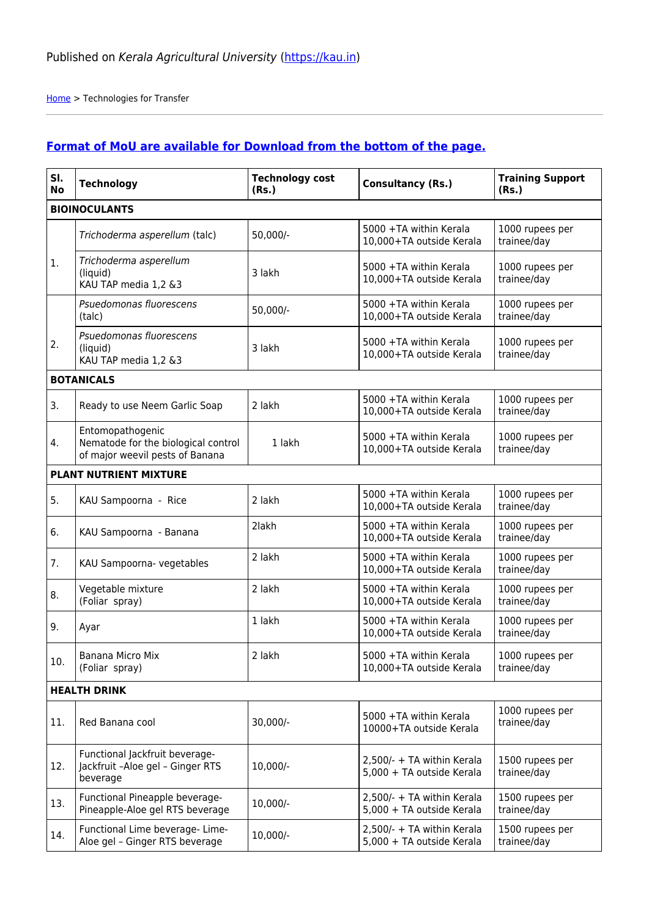Published on *Kerala Agricultural University* (https://kau.in)

Home > Technologies for Transfer

## **Format of MoU are available for Download from the bottom of the page.**

| Sl. No | Technology | Technology cost (Rs.) | Consultancy (Rs.) | Training Support (Rs.) |
|---|---|---|---|---|
| **BIOINOCULANTS** | | | | |
| 1. | *Trichoderma asperellum* (talc) | 50,000/- | 5000 +TA within Kerala<br>10,000+TA outside Kerala | 1000 rupees per trainee/day |
| | *Trichoderma asperellum* (liquid)<br>KAU TAP media 1,2 &3 | 3 lakh | 5000 +TA within Kerala<br>10,000+TA outside Kerala | 1000 rupees per trainee/day |
| 2. | *Psuedomonas fluorescens* (talc) | 50,000/- | 5000 +TA within Kerala<br>10,000+TA outside Kerala | 1000 rupees per trainee/day |
| | *Psuedomonas fluorescens* (liquid)<br>KAU TAP media 1,2 &3 | 3 lakh | 5000 +TA within Kerala<br>10,000+TA outside Kerala | 1000 rupees per trainee/day |
| **BOTANICALS** | | | | |
| 3. | Ready to use Neem Garlic Soap | 2 lakh | 5000 +TA within Kerala<br>10,000+TA outside Kerala | 1000 rupees per trainee/day |
| 4. | Entomopathogenic Nematode for the biological control of major weevil pests of Banana | 1 lakh | 5000 +TA within Kerala<br>10,000+TA outside Kerala | 1000 rupees per trainee/day |
| **PLANT NUTRIENT MIXTURE** | | | | |
| 5. | KAU Sampoorna - Rice | 2 lakh | 5000 +TA within Kerala<br>10,000+TA outside Kerala | 1000 rupees per trainee/day |
| 6. | KAU Sampoorna - Banana | 2lakh | 5000 +TA within Kerala<br>10,000+TA outside Kerala | 1000 rupees per trainee/day |
| 7. | KAU Sampoorna- vegetables | 2 lakh | 5000 +TA within Kerala<br>10,000+TA outside Kerala | 1000 rupees per trainee/day |
| 8. | Vegetable mixture (Foliar spray) | 2 lakh | 5000 +TA within Kerala<br>10,000+TA outside Kerala | 1000 rupees per trainee/day |
| 9. | Ayar | 1 lakh | 5000 +TA within Kerala<br>10,000+TA outside Kerala | 1000 rupees per trainee/day |
| 10. | Banana Micro Mix (Foliar spray) | 2 lakh | 5000 +TA within Kerala<br>10,000+TA outside Kerala | 1000 rupees per trainee/day |
| **HEALTH DRINK** | | | | |
| 11. | Red Banana cool | 30,000/- | 5000 +TA within Kerala<br>10000+TA outside Kerala | 1000 rupees per trainee/day |
| 12. | Functional Jackfruit beverage- Jackfruit –Aloe gel – Ginger RTS beverage | 10,000/- | 2,500/- + TA within Kerala<br>5,000 + TA outside Kerala | 1500 rupees per trainee/day |
| 13. | Functional Pineapple beverage- Pineapple-Aloe gel RTS beverage | 10,000/- | 2,500/- + TA within Kerala<br>5,000 + TA outside Kerala | 1500 rupees per trainee/day |
| 14. | Functional Lime beverage- Lime- Aloe gel – Ginger RTS beverage | 10,000/- | 2,500/- + TA within Kerala<br>5,000 + TA outside Kerala | 1500 rupees per trainee/day |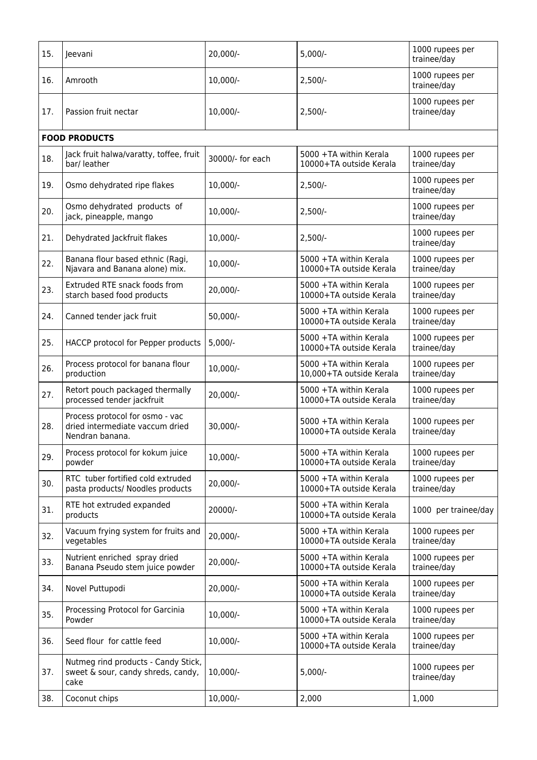| | | | | |
|---|---|---|---|---|
| 15. | Jeevani | 20,000/- | 5,000/- | 1000 rupees per trainee/day |
| 16. | Amrooth | 10,000/- | 2,500/- | 1000 rupees per trainee/day |
| 17. | Passion fruit nectar | 10,000/- | 2,500/- | 1000 rupees per trainee/day |
| **FOOD PRODUCTS** | | | | |
| 18. | Jack fruit halwa/varatty, toffee, fruit bar/ leather | 30000/- for each | 5000 +TA within Kerala 10000+TA outside Kerala | 1000 rupees per trainee/day |
| 19. | Osmo dehydrated ripe flakes | 10,000/- | 2,500/- | 1000 rupees per trainee/day |
| 20. | Osmo dehydrated products of jack, pineapple, mango | 10,000/- | 2,500/- | 1000 rupees per trainee/day |
| 21. | Dehydrated Jackfruit flakes | 10,000/- | 2,500/- | 1000 rupees per trainee/day |
| 22. | Banana flour based ethnic (Ragi, Njavara and Banana alone) mix. | 10,000/- | 5000 +TA within Kerala 10000+TA outside Kerala | 1000 rupees per trainee/day |
| 23. | Extruded RTE snack foods from starch based food products | 20,000/- | 5000 +TA within Kerala 10000+TA outside Kerala | 1000 rupees per trainee/day |
| 24. | Canned tender jack fruit | 50,000/- | 5000 +TA within Kerala 10000+TA outside Kerala | 1000 rupees per trainee/day |
| 25. | HACCP protocol for Pepper products | 5,000/- | 5000 +TA within Kerala 10000+TA outside Kerala | 1000 rupees per trainee/day |
| 26. | Process protocol for banana flour production | 10,000/- | 5000 +TA within Kerala 10,000+TA outside Kerala | 1000 rupees per trainee/day |
| 27. | Retort pouch packaged thermally processed tender jackfruit | 20,000/- | 5000 +TA within Kerala 10000+TA outside Kerala | 1000 rupees per trainee/day |
| 28. | Process protocol for osmo - vac dried intermediate vaccum dried Nendran banana. | 30,000/- | 5000 +TA within Kerala 10000+TA outside Kerala | 1000 rupees per trainee/day |
| 29. | Process protocol for kokum juice powder | 10,000/- | 5000 +TA within Kerala 10000+TA outside Kerala | 1000 rupees per trainee/day |
| 30. | RTC tuber fortified cold extruded pasta products/ Noodles products | 20,000/- | 5000 +TA within Kerala 10000+TA outside Kerala | 1000 rupees per trainee/day |
| 31. | RTE hot extruded expanded products | 20000/- | 5000 +TA within Kerala 10000+TA outside Kerala | 1000 per trainee/day |
| 32. | Vacuum frying system for fruits and vegetables | 20,000/- | 5000 +TA within Kerala 10000+TA outside Kerala | 1000 rupees per trainee/day |
| 33. | Nutrient enriched spray dried Banana Pseudo stem juice powder | 20,000/- | 5000 +TA within Kerala 10000+TA outside Kerala | 1000 rupees per trainee/day |
| 34. | Novel Puttupodi | 20,000/- | 5000 +TA within Kerala 10000+TA outside Kerala | 1000 rupees per trainee/day |
| 35. | Processing Protocol for Garcinia Powder | 10,000/- | 5000 +TA within Kerala 10000+TA outside Kerala | 1000 rupees per trainee/day |
| 36. | Seed flour for cattle feed | 10,000/- | 5000 +TA within Kerala 10000+TA outside Kerala | 1000 rupees per trainee/day |
| 37. | Nutmeg rind products - Candy Stick, sweet & sour, candy shreds, candy, cake | 10,000/- | 5,000/- | 1000 rupees per trainee/day |
| 38. | Coconut chips | 10,000/- | 2,000 | 1,000 |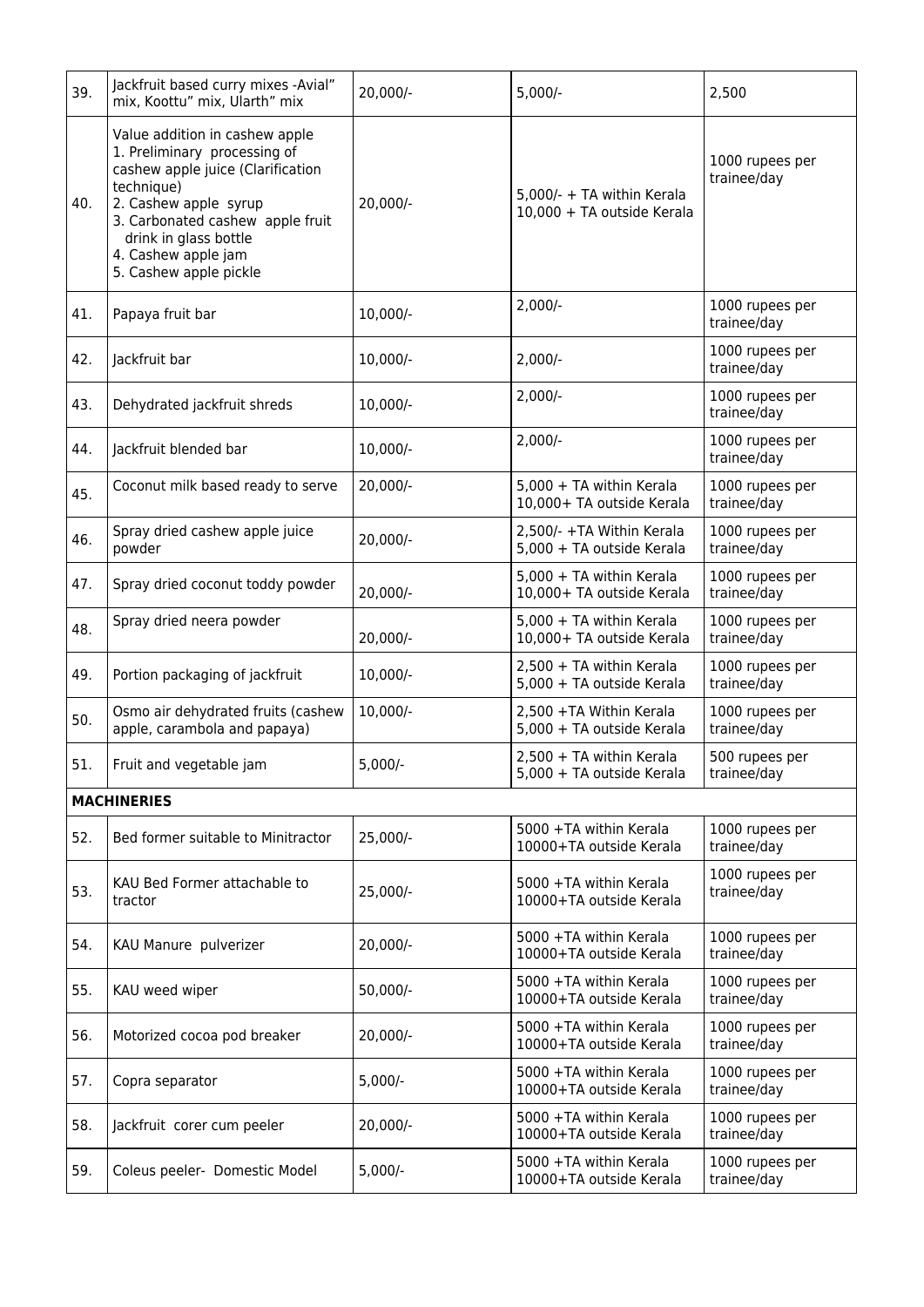| 39. | Jackfruit based curry mixes -Avial" mix, Koottu" mix, Ularth" mix | 20,000/- | 5,000/- | 2,500 |
|---|---|---|---|---|
| 40. | Value addition in cashew apple<br>1. Preliminary processing of cashew apple juice (Clarification technique)<br>2. Cashew apple syrup<br>3. Carbonated cashew apple fruit drink in glass bottle<br>4. Cashew apple jam<br>5. Cashew apple pickle | 20,000/- | 5,000/- + TA within Kerala<br>10,000 + TA outside Kerala | 1000 rupees per trainee/day |
| 41. | Papaya fruit bar | 10,000/- | 2,000/- | 1000 rupees per trainee/day |
| 42. | Jackfruit bar | 10,000/- | 2,000/- | 1000 rupees per trainee/day |
| 43. | Dehydrated jackfruit shreds | 10,000/- | 2,000/- | 1000 rupees per trainee/day |
| 44. | Jackfruit blended bar | 10,000/- | 2,000/- | 1000 rupees per trainee/day |
| 45. | Coconut milk based ready to serve | 20,000/- | 5,000 + TA within Kerala<br>10,000+ TA outside Kerala | 1000 rupees per trainee/day |
| 46. | Spray dried cashew apple juice powder | 20,000/- | 2,500/- +TA Within Kerala<br>5,000 + TA outside Kerala | 1000 rupees per trainee/day |
| 47. | Spray dried coconut toddy powder | 20,000/- | 5,000 + TA within Kerala<br>10,000+ TA outside Kerala | 1000 rupees per trainee/day |
| 48. | Spray dried neera powder | 20,000/- | 5,000 + TA within Kerala<br>10,000+ TA outside Kerala | 1000 rupees per trainee/day |
| 49. | Portion packaging of jackfruit | 10,000/- | 2,500 + TA within Kerala<br>5,000 + TA outside Kerala | 1000 rupees per trainee/day |
| 50. | Osmo air dehydrated fruits (cashew apple, carambola and papaya) | 10,000/- | 2,500 +TA Within Kerala<br>5,000 + TA outside Kerala | 1000 rupees per trainee/day |
| 51. | Fruit and vegetable jam | 5,000/- | 2,500 + TA within Kerala<br>5,000 + TA outside Kerala | 500 rupees per trainee/day |
| **MACHINERIES** | | | | |
| 52. | Bed former suitable to Minitractor | 25,000/- | 5000 +TA within Kerala<br>10000+TA outside Kerala | 1000 rupees per trainee/day |
| 53. | KAU Bed Former attachable to tractor | 25,000/- | 5000 +TA within Kerala<br>10000+TA outside Kerala | 1000 rupees per trainee/day |
| 54. | KAU Manure pulverizer | 20,000/- | 5000 +TA within Kerala<br>10000+TA outside Kerala | 1000 rupees per trainee/day |
| 55. | KAU weed wiper | 50,000/- | 5000 +TA within Kerala<br>10000+TA outside Kerala | 1000 rupees per trainee/day |
| 56. | Motorized cocoa pod breaker | 20,000/- | 5000 +TA within Kerala<br>10000+TA outside Kerala | 1000 rupees per trainee/day |
| 57. | Copra separator | 5,000/- | 5000 +TA within Kerala<br>10000+TA outside Kerala | 1000 rupees per trainee/day |
| 58. | Jackfruit corer cum peeler | 20,000/- | 5000 +TA within Kerala<br>10000+TA outside Kerala | 1000 rupees per trainee/day |
| 59. | Coleus peeler- Domestic Model | 5,000/- | 5000 +TA within Kerala<br>10000+TA outside Kerala | 1000 rupees per trainee/day |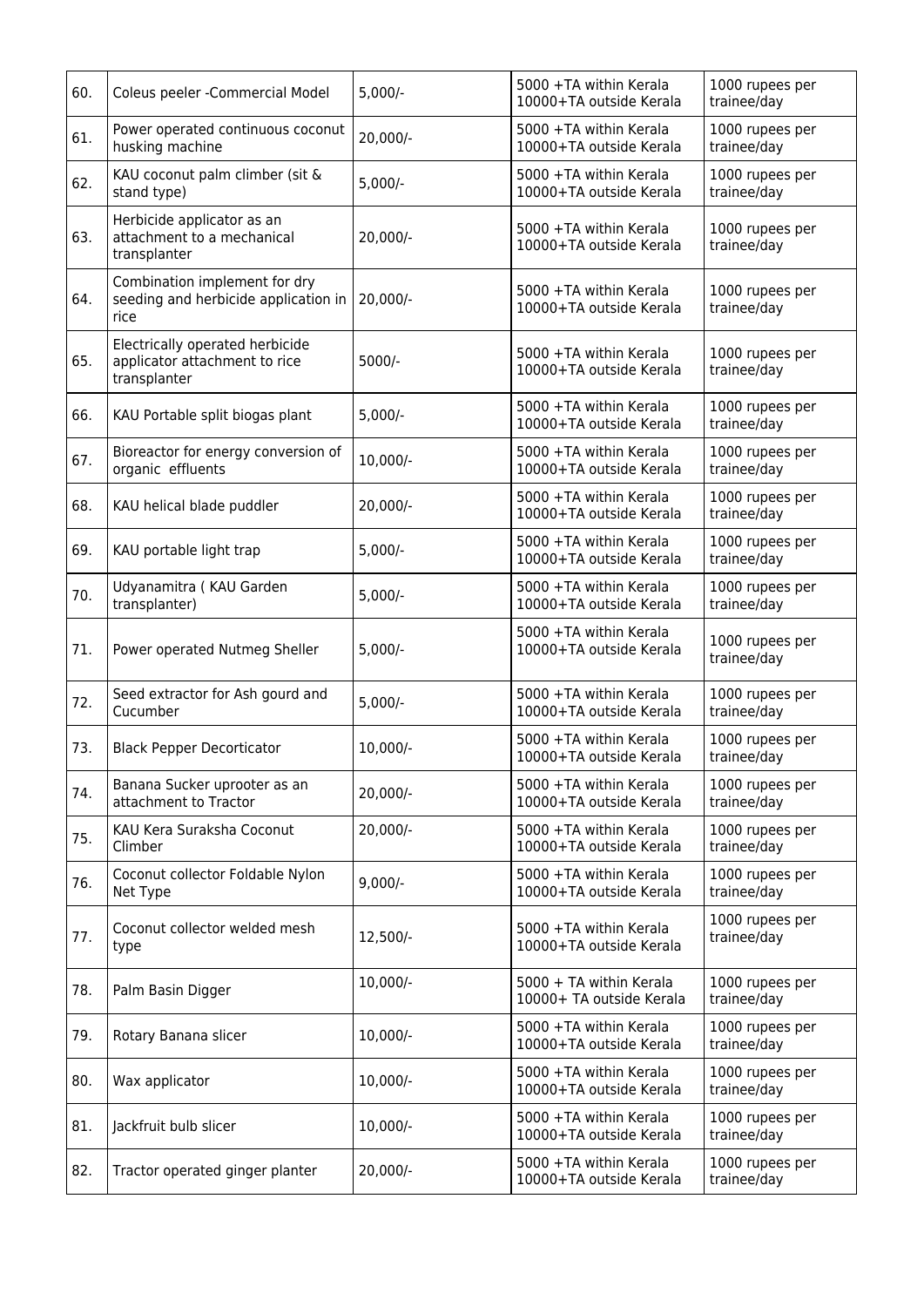| 60. | Coleus peeler -Commercial Model | 5,000/- | 5000 +TA within Kerala 10000+TA outside Kerala | 1000 rupees per trainee/day |
|---|---|---|---|---|
| 61. | Power operated continuous coconut husking machine | 20,000/- | 5000 +TA within Kerala 10000+TA outside Kerala | 1000 rupees per trainee/day |
| 62. | KAU coconut palm climber (sit & stand type) | 5,000/- | 5000 +TA within Kerala 10000+TA outside Kerala | 1000 rupees per trainee/day |
| 63. | Herbicide applicator as an attachment to a mechanical transplanter | 20,000/- | 5000 +TA within Kerala 10000+TA outside Kerala | 1000 rupees per trainee/day |
| 64. | Combination implement for dry seeding and herbicide application in rice | 20,000/- | 5000 +TA within Kerala 10000+TA outside Kerala | 1000 rupees per trainee/day |
| 65. | Electrically operated herbicide applicator attachment to rice transplanter | 5000/- | 5000 +TA within Kerala 10000+TA outside Kerala | 1000 rupees per trainee/day |
| 66. | KAU Portable split biogas plant | 5,000/- | 5000 +TA within Kerala 10000+TA outside Kerala | 1000 rupees per trainee/day |
| 67. | Bioreactor for energy conversion of organic effluents | 10,000/- | 5000 +TA within Kerala 10000+TA outside Kerala | 1000 rupees per trainee/day |
| 68. | KAU helical blade puddler | 20,000/- | 5000 +TA within Kerala 10000+TA outside Kerala | 1000 rupees per trainee/day |
| 69. | KAU portable light trap | 5,000/- | 5000 +TA within Kerala 10000+TA outside Kerala | 1000 rupees per trainee/day |
| 70. | Udyanamitra ( KAU Garden transplanter) | 5,000/- | 5000 +TA within Kerala 10000+TA outside Kerala | 1000 rupees per trainee/day |
| 71. | Power operated Nutmeg Sheller | 5,000/- | 5000 +TA within Kerala 10000+TA outside Kerala | 1000 rupees per trainee/day |
| 72. | Seed extractor for Ash gourd and Cucumber | 5,000/- | 5000 +TA within Kerala 10000+TA outside Kerala | 1000 rupees per trainee/day |
| 73. | Black Pepper Decorticator | 10,000/- | 5000 +TA within Kerala 10000+TA outside Kerala | 1000 rupees per trainee/day |
| 74. | Banana Sucker uprooter as an attachment to Tractor | 20,000/- | 5000 +TA within Kerala 10000+TA outside Kerala | 1000 rupees per trainee/day |
| 75. | KAU Kera Suraksha Coconut Climber | 20,000/- | 5000 +TA within Kerala 10000+TA outside Kerala | 1000 rupees per trainee/day |
| 76. | Coconut collector Foldable Nylon Net Type | 9,000/- | 5000 +TA within Kerala 10000+TA outside Kerala | 1000 rupees per trainee/day |
| 77. | Coconut collector welded mesh type | 12,500/- | 5000 +TA within Kerala 10000+TA outside Kerala | 1000 rupees per trainee/day |
| 78. | Palm Basin Digger | 10,000/- | 5000 + TA within Kerala 10000+ TA outside Kerala | 1000 rupees per trainee/day |
| 79. | Rotary Banana slicer | 10,000/- | 5000 +TA within Kerala 10000+TA outside Kerala | 1000 rupees per trainee/day |
| 80. | Wax applicator | 10,000/- | 5000 +TA within Kerala 10000+TA outside Kerala | 1000 rupees per trainee/day |
| 81. | Jackfruit bulb slicer | 10,000/- | 5000 +TA within Kerala 10000+TA outside Kerala | 1000 rupees per trainee/day |
| 82. | Tractor operated ginger planter | 20,000/- | 5000 +TA within Kerala 10000+TA outside Kerala | 1000 rupees per trainee/day |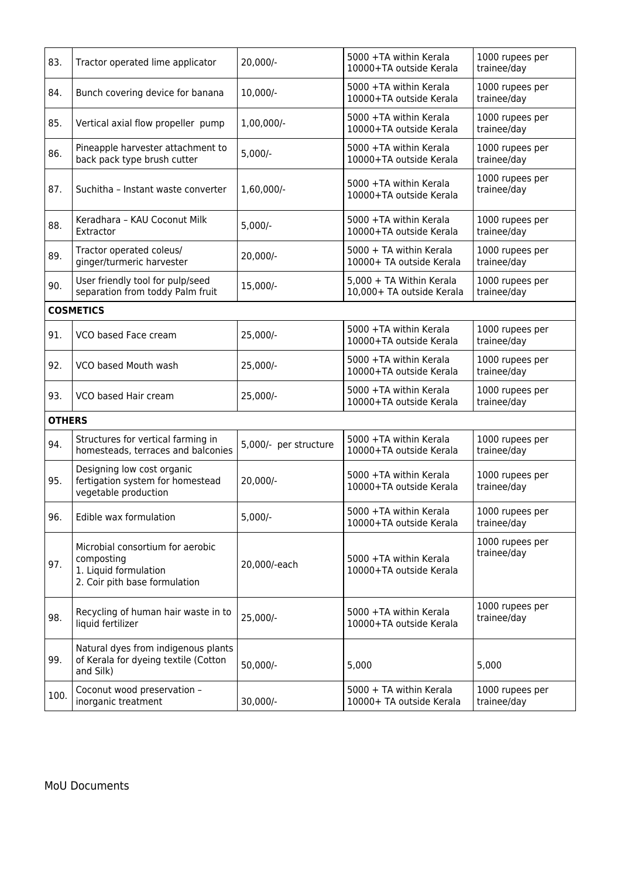| 83. | Tractor operated lime applicator | 20,000/- | 5000 +TA within Kerala 10000+TA outside Kerala | 1000 rupees per trainee/day |
|---|---|---|---|---|
| 84. | Bunch covering device for banana | 10,000/- | 5000 +TA within Kerala 10000+TA outside Kerala | 1000 rupees per trainee/day |
| 85. | Vertical axial flow propeller pump | 1,00,000/- | 5000 +TA within Kerala 10000+TA outside Kerala | 1000 rupees per trainee/day |
| 86. | Pineapple harvester attachment to back pack type brush cutter | 5,000/- | 5000 +TA within Kerala 10000+TA outside Kerala | 1000 rupees per trainee/day |
| 87. | Suchitha – Instant waste converter | 1,60,000/- | 5000 +TA within Kerala 10000+TA outside Kerala | 1000 rupees per trainee/day |
| 88. | Keradhara – KAU Coconut Milk Extractor | 5,000/- | 5000 +TA within Kerala 10000+TA outside Kerala | 1000 rupees per trainee/day |
| 89. | Tractor operated coleus/ ginger/turmeric harvester | 20,000/- | 5000 + TA within Kerala 10000+ TA outside Kerala | 1000 rupees per trainee/day |
| 90. | User friendly tool for pulp/seed separation from toddy Palm fruit | 15,000/- | 5,000 + TA Within Kerala 10,000+ TA outside Kerala | 1000 rupees per trainee/day |
| **COSMETICS** | | | | |
| 91. | VCO based Face cream | 25,000/- | 5000 +TA within Kerala 10000+TA outside Kerala | 1000 rupees per trainee/day |
| 92. | VCO based Mouth wash | 25,000/- | 5000 +TA within Kerala 10000+TA outside Kerala | 1000 rupees per trainee/day |
| 93. | VCO based Hair cream | 25,000/- | 5000 +TA within Kerala 10000+TA outside Kerala | 1000 rupees per trainee/day |
| **OTHERS** | | | | |
| 94. | Structures for vertical farming in homesteads, terraces and balconies | 5,000/- per structure | 5000 +TA within Kerala 10000+TA outside Kerala | 1000 rupees per trainee/day |
| 95. | Designing low cost organic fertigation system for homestead vegetable production | 20,000/- | 5000 +TA within Kerala 10000+TA outside Kerala | 1000 rupees per trainee/day |
| 96. | Edible wax formulation | 5,000/- | 5000 +TA within Kerala 10000+TA outside Kerala | 1000 rupees per trainee/day |
| 97. | Microbial consortium for aerobic composting 1. Liquid formulation 2. Coir pith base formulation | 20,000/-each | 5000 +TA within Kerala 10000+TA outside Kerala | 1000 rupees per trainee/day |
| 98. | Recycling of human hair waste in to liquid fertilizer | 25,000/- | 5000 +TA within Kerala 10000+TA outside Kerala | 1000 rupees per trainee/day |
| 99. | Natural dyes from indigenous plants of Kerala for dyeing textile (Cotton and Silk) | 50,000/- | 5,000 | 5,000 |
| 100. | Coconut wood preservation – inorganic treatment | 30,000/- | 5000 + TA within Kerala 10000+ TA outside Kerala | 1000 rupees per trainee/day |

MoU Documents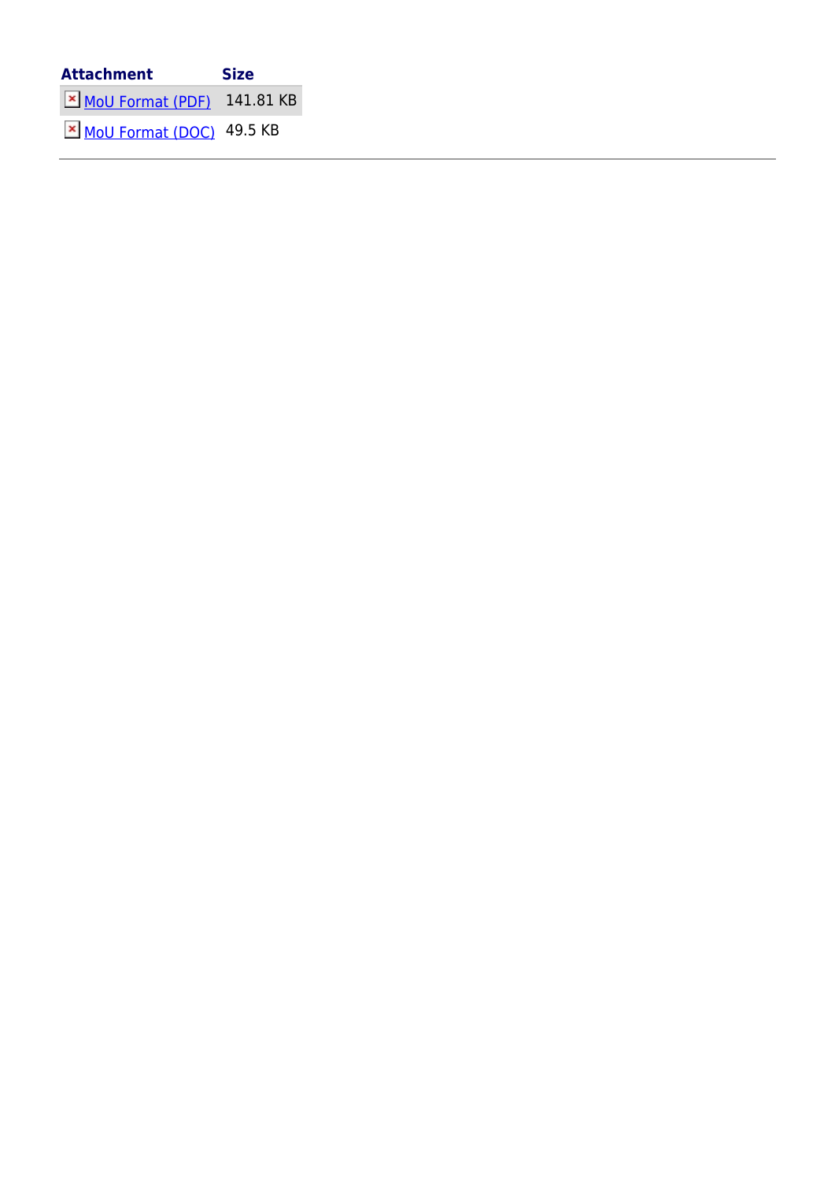| Attachment | Size |
| --- | --- |
| MoU Format (PDF) | 141.81 KB |
| MoU Format (DOC) | 49.5 KB |

---